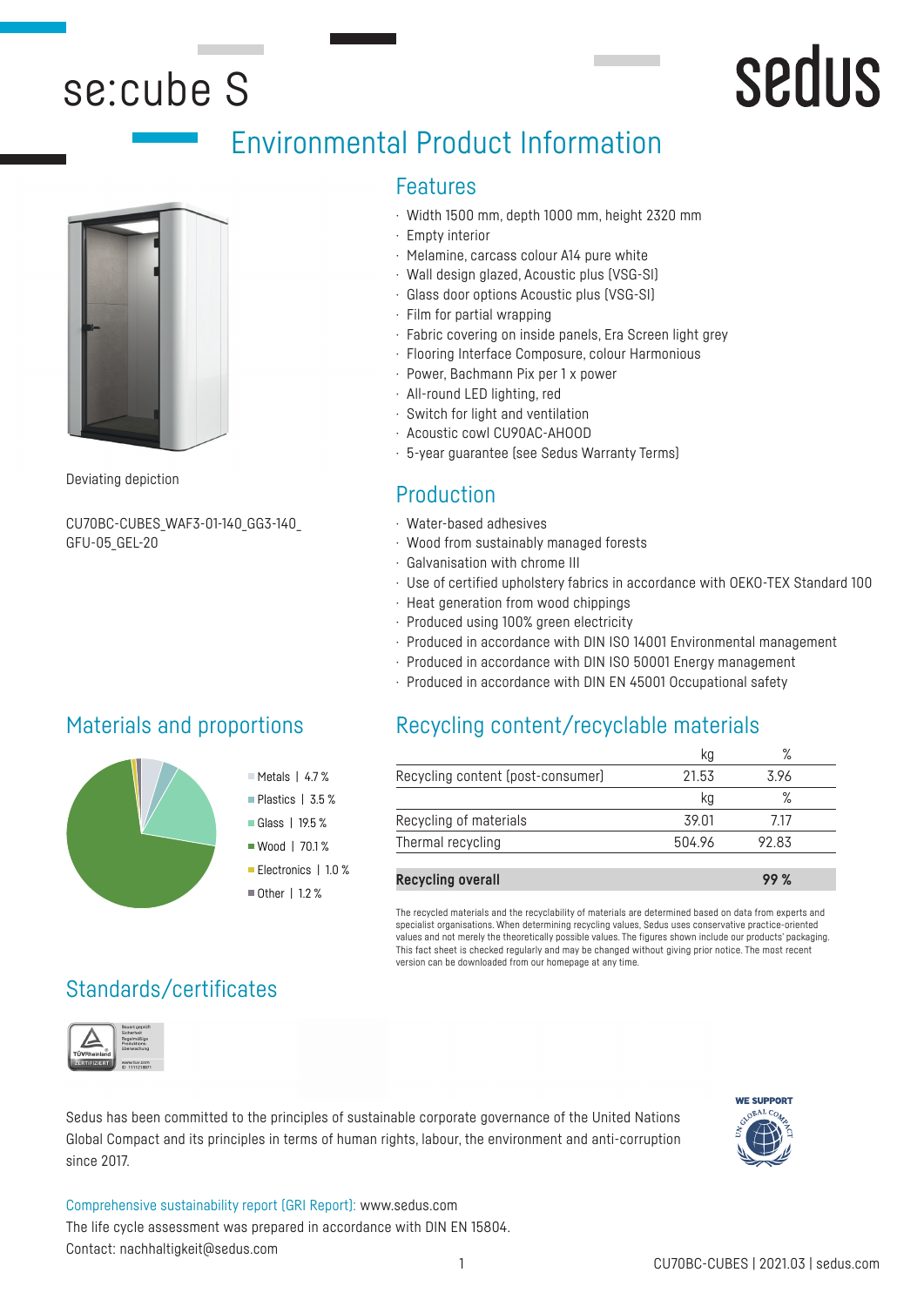# se:cube S

sedus

## Environmental Product Information

Deviating depiction

CU70BC-CUBES_WAF3-01-140_GG3-140_GFU-05_GEL-20

### Features

- Width 1500 mm, depth 1000 mm, height 2320 mm
- Empty interior
- Melamine, carcass colour A14 pure white
- Wall design glazed, Acoustic plus (VSG-SI)
- Glass door options Acoustic plus (VSG-SI)
- Film for partial wrapping
- Fabric covering on inside panels, Era Screen light grey
- Flooring Interface Composure, colour Harmonious
- Power, Bachmann Pix per 1 x power
- All-round LED lighting, red
- Switch for light and ventilation
- Acoustic cowl CU90AC-AHOOD
- 5-year guarantee (see Sedus Warranty Terms)

### Production

- Water-based adhesives
- Wood from sustainably managed forests
- Galvanisation with chrome III
- Use of certified upholstery fabrics in accordance with OEKO-TEX Standard 100
- Heat generation from wood chippings
- Produced using 100% green electricity
- Produced in accordance with DIN ISO 14001 Environmental management
- Produced in accordance with DIN ISO 50001 Energy management
- Produced in accordance with DIN EN 45001 Occupational safety

### Materials and proportions

- Metals | 4.7 %
- Plastics | 3.5 %
- Glass | 19.5 %
- Wood | 70.1 %
- Electronics | 1.0 %
- Other | 1.2 %

### Recycling content/recyclable materials

| | kg | % |
|---|---|---|
| Recycling content (post-consumer) | 21.53 | 3.96 |
| | kg | % |
| Recycling of materials | 39.01 | 7.17 |
| Thermal recycling | 504.96 | 92.83 |
| **Recycling overall** | | **99 %** |

The recycled materials and the recyclability of materials are determined based on data from experts and specialist organisations. When determining recycling values, Sedus uses conservative practice-oriented values and not merely the theoretically possible values. The figures shown include our products' packaging. This fact sheet is checked regularly and may be changed without giving prior notice. The most recent version can be downloaded from our homepage at any time.

### Standards/certificates

TÜV Rheinland ZERTIFIZIERT – Bauart geprüft, Sicherheit, Regelmäßige Produktionsüberwachung – www.tuv.com ID 1111218871

Sedus has been committed to the principles of sustainable corporate governance of the United Nations Global Compact and its principles in terms of human rights, labour, the environment and anti-corruption since 2017.

WE SUPPORT UN GLOBAL COMPACT

Comprehensive sustainability report (GRI Report): www.sedus.com
The life cycle assessment was prepared in accordance with DIN EN 15804.
Contact: nachhaltigkeit@sedus.com

CU70BC-CUBES | 2021.03 | sedus.com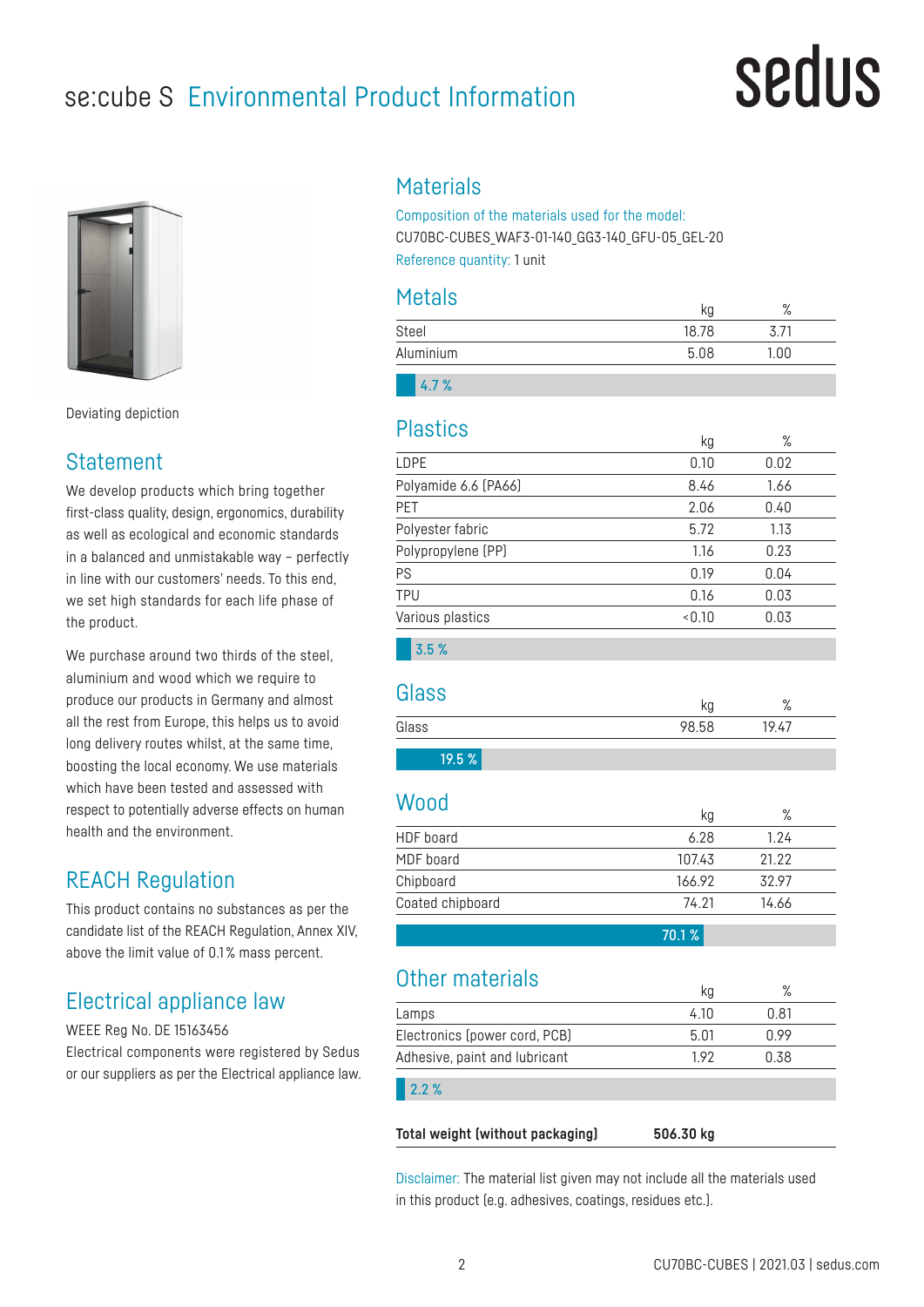# se:cube S Environmental Product Information

Deviating depiction

## Statement

We develop products which bring together first-class quality, design, ergonomics, durability as well as ecological and economic standards in a balanced and unmistakable way – perfectly in line with our customers' needs. To this end, we set high standards for each life phase of the product.

We purchase around two thirds of the steel, aluminium and wood which we require to produce our products in Germany and almost all the rest from Europe, this helps us to avoid long delivery routes whilst, at the same time, boosting the local economy. We use materials which have been tested and assessed with respect to potentially adverse effects on human health and the environment.

## REACH Regulation

This product contains no substances as per the candidate list of the REACH Regulation, Annex XIV, above the limit value of 0.1 % mass percent.

## Electrical appliance law

WEEE Reg No. DE 15163456
Electrical components were registered by Sedus or our suppliers as per the Electrical appliance law.

## Materials

Composition of the materials used for the model:
CU70BC-CUBES_WAF3-01-140_GG3-140_GFU-05_GEL-20
Reference quantity: 1 unit

### Metals

| | kg | % |
|---|---|---|
| Steel | 18.78 | 3.71 |
| Aluminium | 5.08 | 1.00 |

4.7 %

### Plastics

| | kg | % |
|---|---|---|
| LDPE | 0.10 | 0.02 |
| Polyamide 6.6 (PA66) | 8.46 | 1.66 |
| PET | 2.06 | 0.40 |
| Polyester fabric | 5.72 | 1.13 |
| Polypropylene (PP) | 1.16 | 0.23 |
| PS | 0.19 | 0.04 |
| TPU | 0.16 | 0.03 |
| Various plastics | <0.10 | 0.03 |

3.5 %

### Glass

| | kg | % |
|---|---|---|
| Glass | 98.58 | 19.47 |

19.5 %

### Wood

| | kg | % |
|---|---|---|
| HDF board | 6.28 | 1.24 |
| MDF board | 107.43 | 21.22 |
| Chipboard | 166.92 | 32.97 |
| Coated chipboard | 74.21 | 14.66 |

70.1 %

### Other materials

| | kg | % |
|---|---|---|
| Lamps | 4.10 | 0.81 |
| Electronics (power cord, PCB) | 5.01 | 0.99 |
| Adhesive, paint and lubricant | 1.92 | 0.38 |

2.2 %

**Total weight (without packaging)** **506.30 kg**

Disclaimer: The material list given may not include all the materials used in this product (e.g. adhesives, coatings, residues etc.).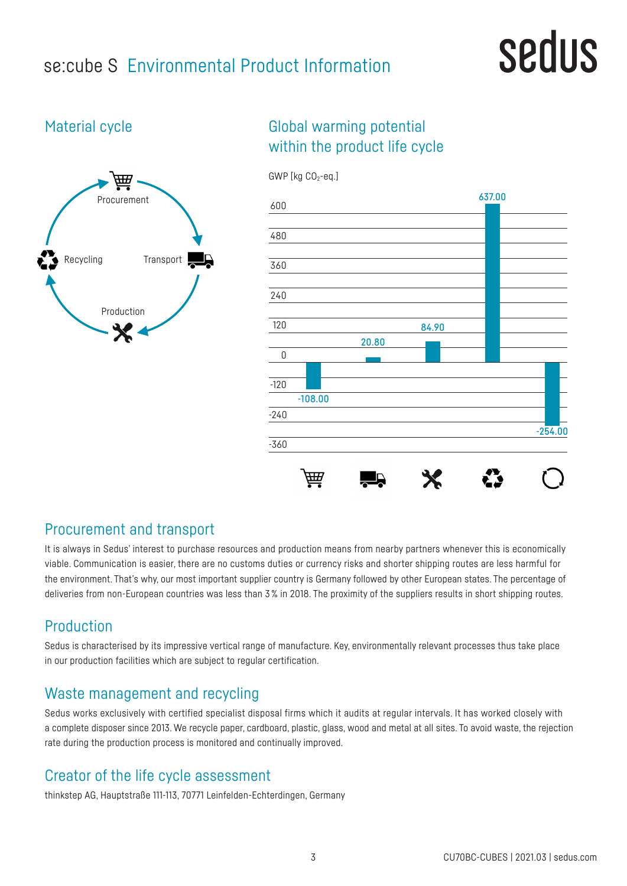# se:cube S Environmental Product Information

## Material cycle

Procurement

Transport

Production

Recycling

## Global warming potential within the product life cycle

GWP [kg $CO_2$-eq.]

| Procurement | Transport | Production | Recycling | Total |
|---|---|---|---|---|
| -108.00 | 20.80 | 84.90 | 637.00 | -254.00 |

## Procurement and transport

It is always in Sedus' interest to purchase resources and production means from nearby partners whenever this is economically viable. Communication is easier, there are no customs duties or currency risks and shorter shipping routes are less harmful for the environment. That's why, our most important supplier country is Germany followed by other European states. The percentage of deliveries from non-European countries was less than 3 % in 2018. The proximity of the suppliers results in short shipping routes.

## Production

Sedus is characterised by its impressive vertical range of manufacture. Key, environmentally relevant processes thus take place in our production facilities which are subject to regular certification.

## Waste management and recycling

Sedus works exclusively with certified specialist disposal firms which it audits at regular intervals. It has worked closely with a complete disposer since 2013. We recycle paper, cardboard, plastic, glass, wood and metal at all sites. To avoid waste, the rejection rate during the production process is monitored and continually improved.

## Creator of the life cycle assessment

thinkstep AG, Hauptstraße 111-113, 70771 Leinfelden-Echterdingen, Germany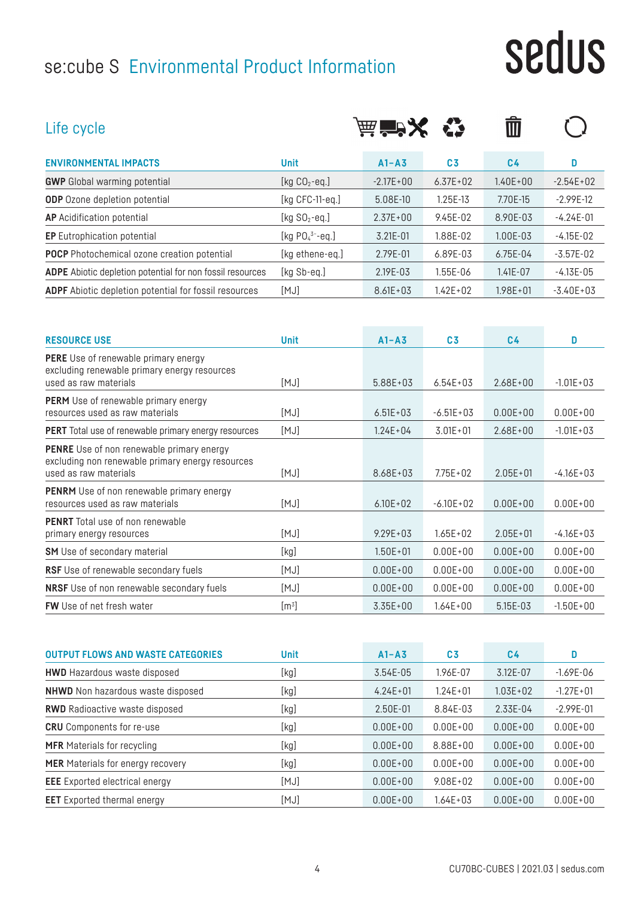# se:cube S Environmental Product Information

## Life cycle

| ENVIRONMENTAL IMPACTS | Unit | A1–A3 | C3 | C4 | D |
|---|---|---|---|---|---|
| **GWP** Global warming potential | [kg $CO_2$-eq.] | -2.17E+00 | 6.37E+02 | 1.40E+00 | -2.54E+02 |
| **ODP** Ozone depletion potential | [kg CFC-11-eq.] | 5.08E-10 | 1.25E-13 | 7.70E-15 | -2.99E-12 |
| **AP** Acidification potential | [kg $SO_2$-eq.] | 2.37E+00 | 9.45E-02 | 8.90E-03 | -4.24E-01 |
| **EP** Eutrophication potential | [kg $PO_4^{3-}$-eq.] | 3.21E-01 | 1.88E-02 | 1.00E-03 | -4.15E-02 |
| **POCP** Photochemical ozone creation potential | [kg ethene-eq.] | 2.79E-01 | 6.89E-03 | 6.75E-04 | -3.57E-02 |
| **ADPE** Abiotic depletion potential for non fossil resources | [kg Sb-eq.] | 2.19E-03 | 1.55E-06 | 1.41E-07 | -4.13E-05 |
| **ADPF** Abiotic depletion potential for fossil resources | [MJ] | 8.61E+03 | 1.42E+02 | 1.98E+01 | -3.40E+03 |

| RESOURCE USE | Unit | A1–A3 | C3 | C4 | D |
|---|---|---|---|---|---|
| **PERE** Use of renewable primary energy excluding renewable primary energy resources used as raw materials | [MJ] | 5.88E+03 | 6.54E+03 | 2.68E+00 | -1.01E+03 |
| **PERM** Use of renewable primary energy resources used as raw materials | [MJ] | 6.51E+03 | -6.51E+03 | 0.00E+00 | 0.00E+00 |
| **PERT** Total use of renewable primary energy resources | [MJ] | 1.24E+04 | 3.01E+01 | 2.68E+00 | -1.01E+03 |
| **PENRE** Use of non renewable primary energy excluding non renewable primary energy resources used as raw materials | [MJ] | 8.68E+03 | 7.75E+02 | 2.05E+01 | -4.16E+03 |
| **PENRM** Use of non renewable primary energy resources used as raw materials | [MJ] | 6.10E+02 | -6.10E+02 | 0.00E+00 | 0.00E+00 |
| **PENRT** Total use of non renewable primary energy resources | [MJ] | 9.29E+03 | 1.65E+02 | 2.05E+01 | -4.16E+03 |
| **SM** Use of secondary material | [kg] | 1.50E+01 | 0.00E+00 | 0.00E+00 | 0.00E+00 |
| **RSF** Use of renewable secondary fuels | [MJ] | 0.00E+00 | 0.00E+00 | 0.00E+00 | 0.00E+00 |
| **NRSF** Use of non renewable secondary fuels | [MJ] | 0.00E+00 | 0.00E+00 | 0.00E+00 | 0.00E+00 |
| **FW** Use of net fresh water | [$m^3$] | 3.35E+00 | 1.64E+00 | 5.15E-03 | -1.50E+00 |

| OUTPUT FLOWS AND WASTE CATEGORIES | Unit | A1–A3 | C3 | C4 | D |
|---|---|---|---|---|---|
| **HWD** Hazardous waste disposed | [kg] | 3.54E-05 | 1.96E-07 | 3.12E-07 | -1.69E-06 |
| **NHWD** Non hazardous waste disposed | [kg] | 4.24E+01 | 1.24E+01 | 1.03E+02 | -1.27E+01 |
| **RWD** Radioactive waste disposed | [kg] | 2.50E-01 | 8.84E-03 | 2.33E-04 | -2.99E-01 |
| **CRU** Components for re-use | [kg] | 0.00E+00 | 0.00E+00 | 0.00E+00 | 0.00E+00 |
| **MFR** Materials for recycling | [kg] | 0.00E+00 | 8.88E+00 | 0.00E+00 | 0.00E+00 |
| **MER** Materials for energy recovery | [kg] | 0.00E+00 | 0.00E+00 | 0.00E+00 | 0.00E+00 |
| **EEE** Exported electrical energy | [MJ] | 0.00E+00 | 9.08E+02 | 0.00E+00 | 0.00E+00 |
| **EET** Exported thermal energy | [MJ] | 0.00E+00 | 1.64E+03 | 0.00E+00 | 0.00E+00 |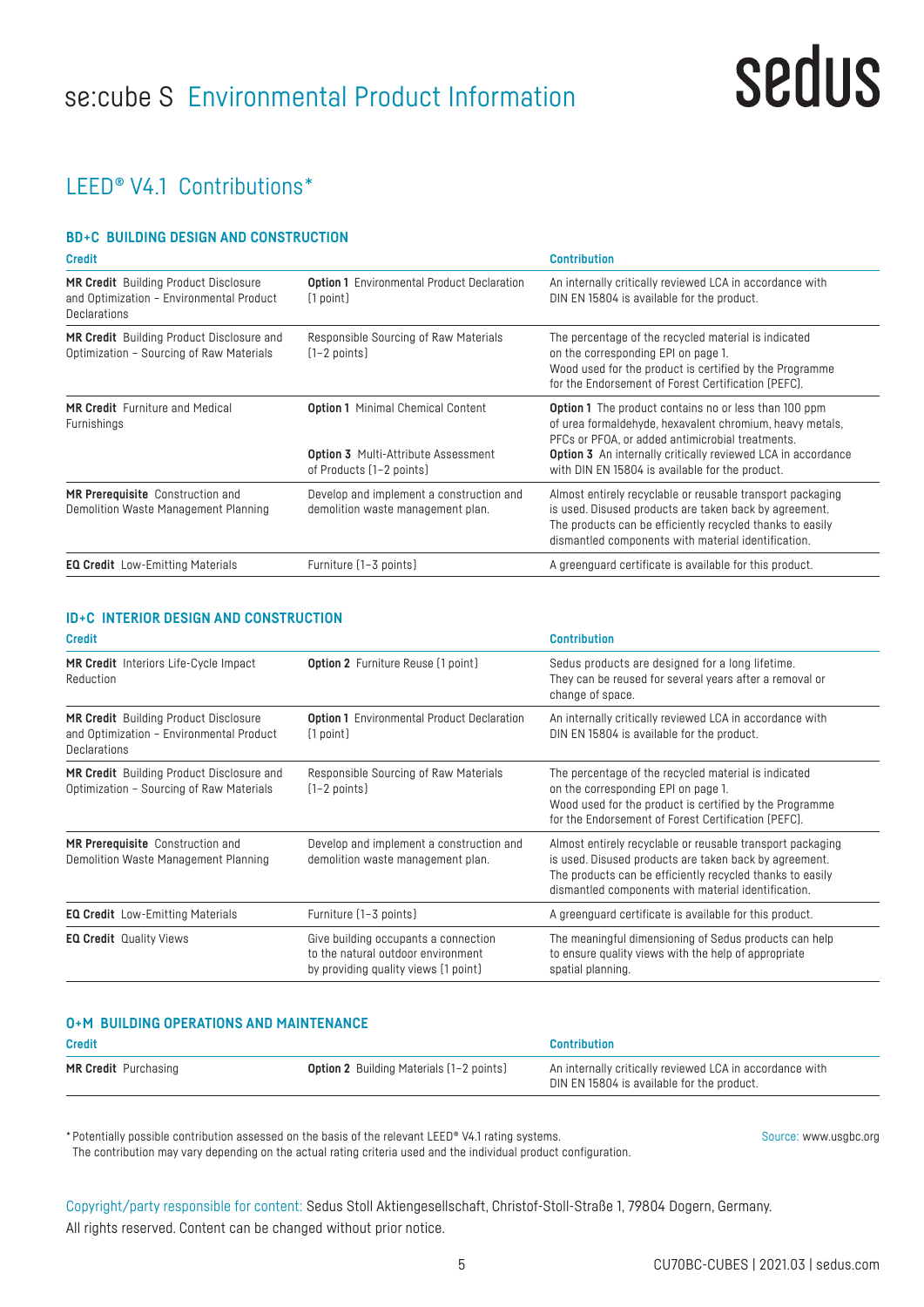# se:cube S Environmental Product Information

## LEED® V4.1 Contributions*

### BD+C BUILDING DESIGN AND CONSTRUCTION

| Credit | | Contribution |
|---|---|---|
| **MR Credit** Building Product Disclosure and Optimization – Environmental Product Declarations | **Option 1** Environmental Product Declaration (1 point) | An internally critically reviewed LCA in accordance with DIN EN 15804 is available for the product. |
| **MR Credit** Building Product Disclosure and Optimization – Sourcing of Raw Materials | Responsible Sourcing of Raw Materials (1–2 points) | The percentage of the recycled material is indicated on the corresponding EPI on page 1. Wood used for the product is certified by the Programme for the Endorsement of Forest Certification (PEFC). |
| **MR Credit** Furniture and Medical Furnishings | **Option 1** Minimal Chemical Content<br><br>**Option 3** Multi-Attribute Assessment of Products (1–2 points) | **Option 1** The product contains no or less than 100 ppm of urea formaldehyde, hexavalent chromium, heavy metals, PFCs or PFOA, or added antimicrobial treatments.<br>**Option 3** An internally critically reviewed LCA in accordance with DIN EN 15804 is available for the product. |
| **MR Prerequisite** Construction and Demolition Waste Management Planning | Develop and implement a construction and demolition waste management plan. | Almost entirely recyclable or reusable transport packaging is used. Disused products are taken back by agreement. The products can be efficiently recycled thanks to easily dismantled components with material identification. |
| **EQ Credit** Low-Emitting Materials | Furniture (1–3 points) | A greenguard certificate is available for this product. |

### ID+C INTERIOR DESIGN AND CONSTRUCTION

| Credit | | Contribution |
|---|---|---|
| **MR Credit** Interiors Life-Cycle Impact Reduction | **Option 2** Furniture Reuse (1 point) | Sedus products are designed for a long lifetime. They can be reused for several years after a removal or change of space. |
| **MR Credit** Building Product Disclosure and Optimization – Environmental Product Declarations | **Option 1** Environmental Product Declaration (1 point) | An internally critically reviewed LCA in accordance with DIN EN 15804 is available for the product. |
| **MR Credit** Building Product Disclosure and Optimization – Sourcing of Raw Materials | Responsible Sourcing of Raw Materials (1–2 points) | The percentage of the recycled material is indicated on the corresponding EPI on page 1. Wood used for the product is certified by the Programme for the Endorsement of Forest Certification (PEFC). |
| **MR Prerequisite** Construction and Demolition Waste Management Planning | Develop and implement a construction and demolition waste management plan. | Almost entirely recyclable or reusable transport packaging is used. Disused products are taken back by agreement. The products can be efficiently recycled thanks to easily dismantled components with material identification. |
| **EQ Credit** Low-Emitting Materials | Furniture (1–3 points) | A greenguard certificate is available for this product. |
| **EQ Credit** Quality Views | Give building occupants a connection to the natural outdoor environment by providing quality views (1 point) | The meaningful dimensioning of Sedus products can help to ensure quality views with the help of appropriate spatial planning. |

### O+M BUILDING OPERATIONS AND MAINTENANCE

| Credit | | Contribution |
|---|---|---|
| **MR Credit** Purchasing | **Option 2** Building Materials (1–2 points) | An internally critically reviewed LCA in accordance with DIN EN 15804 is available for the product. |

* Potentially possible contribution assessed on the basis of the relevant LEED® V4.1 rating systems. The contribution may vary depending on the actual rating criteria used and the individual product configuration.

Source: www.usgbc.org

Copyright/party responsible for content: Sedus Stoll Aktiengesellschaft, Christof-Stoll-Straße 1, 79804 Dogern, Germany. All rights reserved. Content can be changed without prior notice.

CU70BC-CUBES | 2021.03 | sedus.com